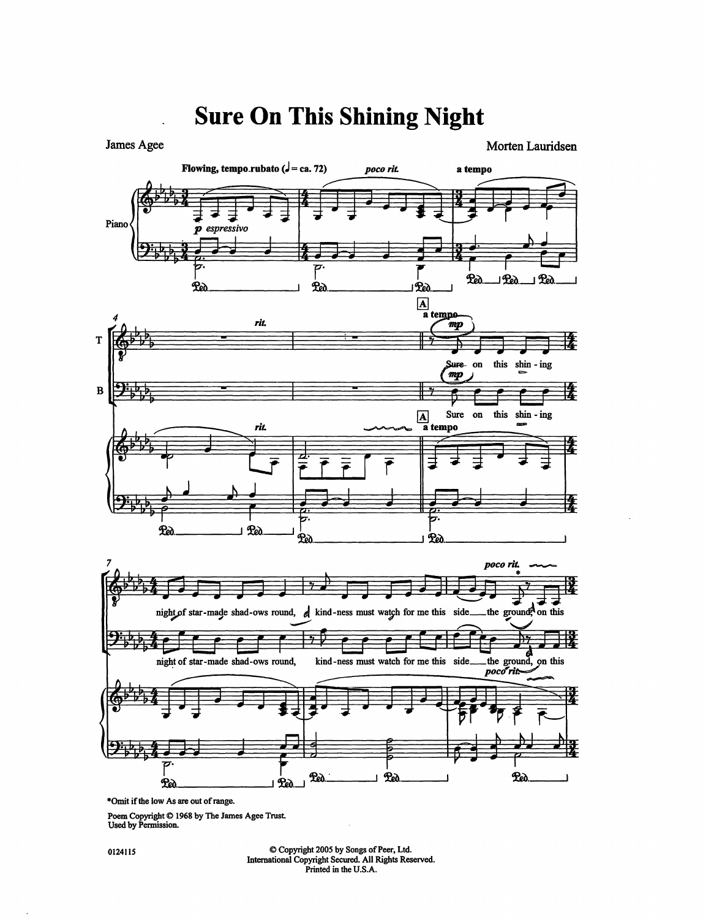# Sure On This Shining Night

James Agee

Morten Lauridsen

*Omit if the low As are out of range.

Poem Copyright © 1968 by The James Agee Trust.
Used by Permission.

0124115

© Copyright 2005 by Songs of Peer, Ltd.
International Copyright Secured. All Rights Reserved.
Printed in the U.S.A.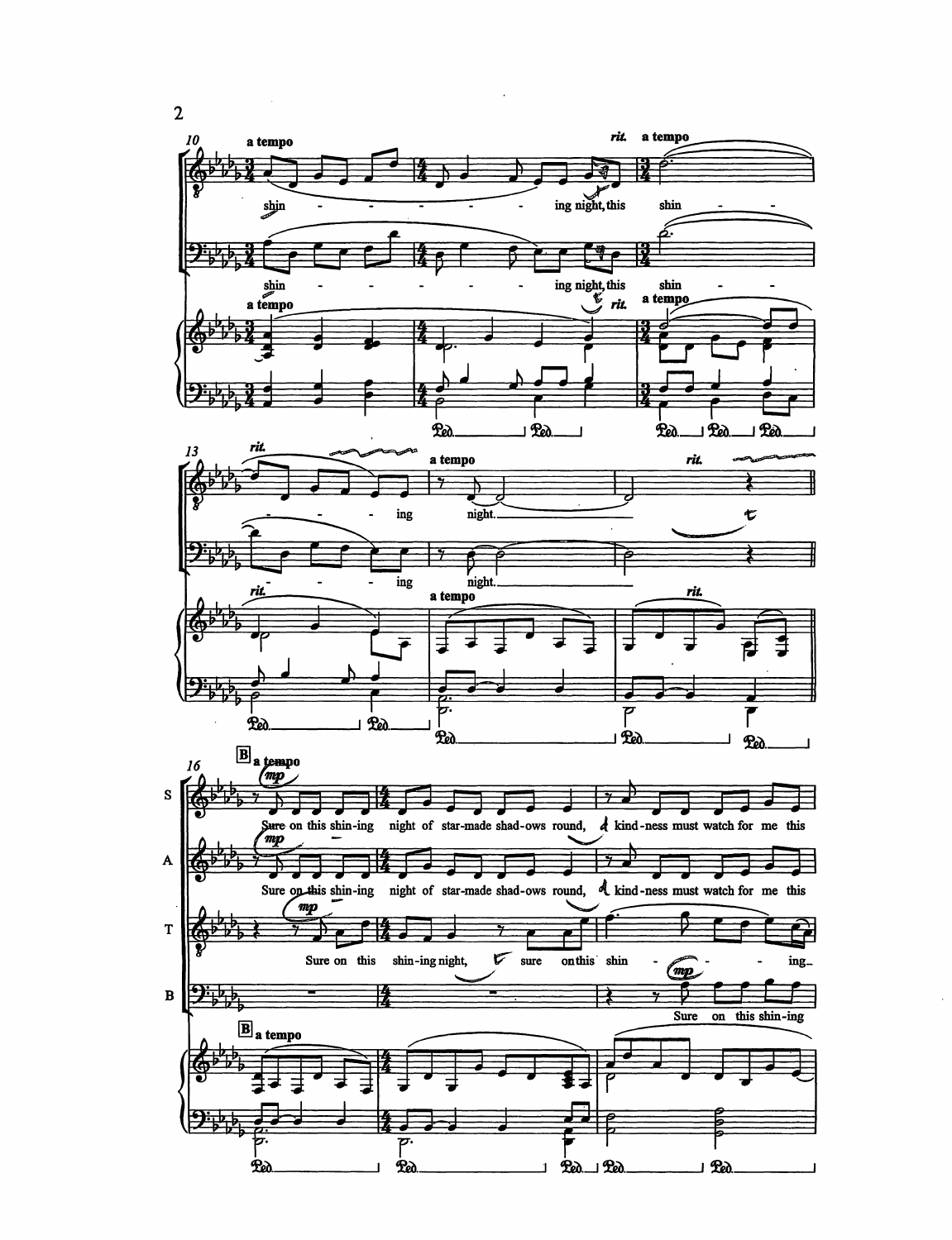a tempo

shin - ing night, this shin - - ing night.

Sure on this shin-ing night of star-made shad-ows round, kind-ness must watch for me this

Sure on this shin-ing night, sure on this shin - ing

Sure on this shin-ing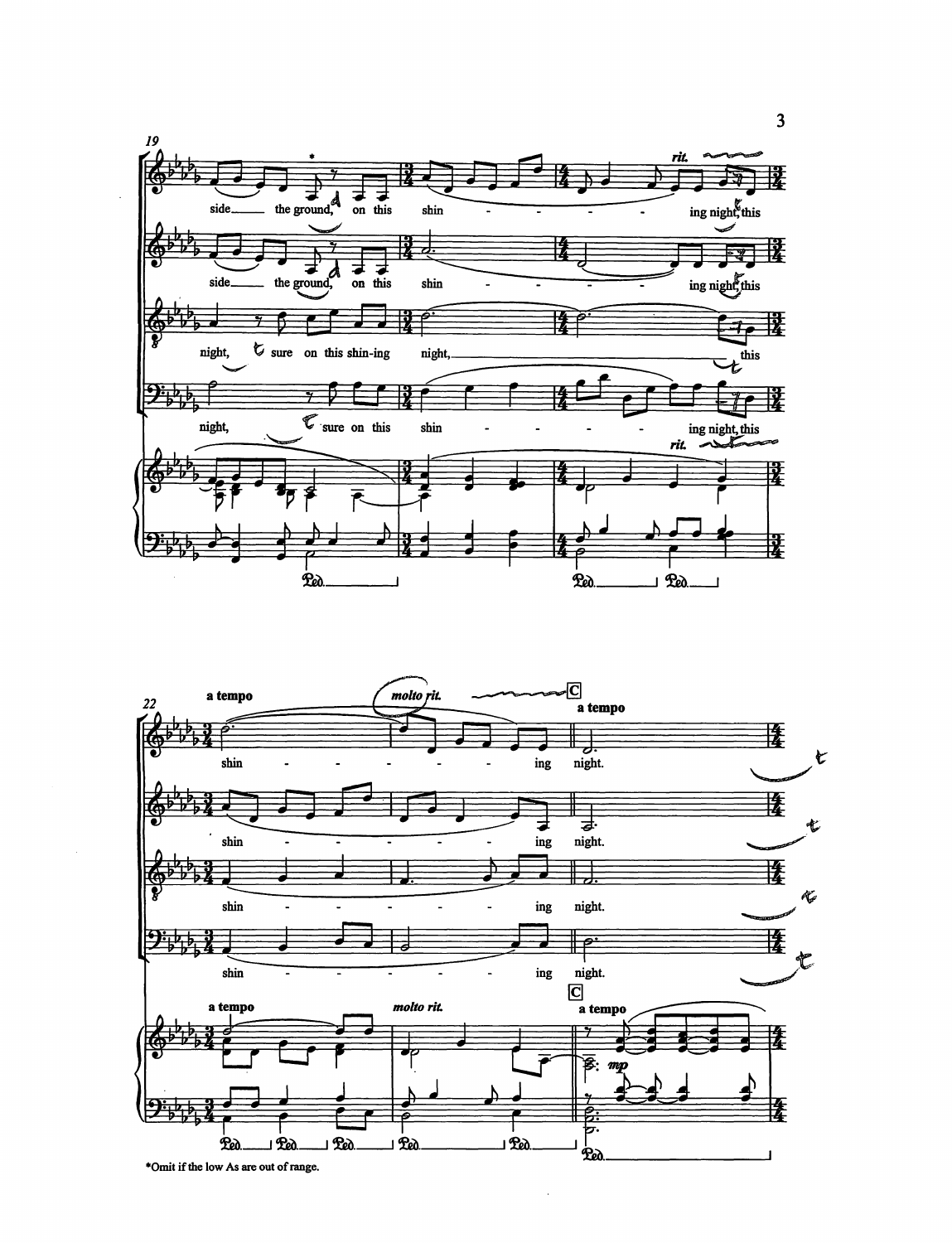*Omit if the low As are out of range.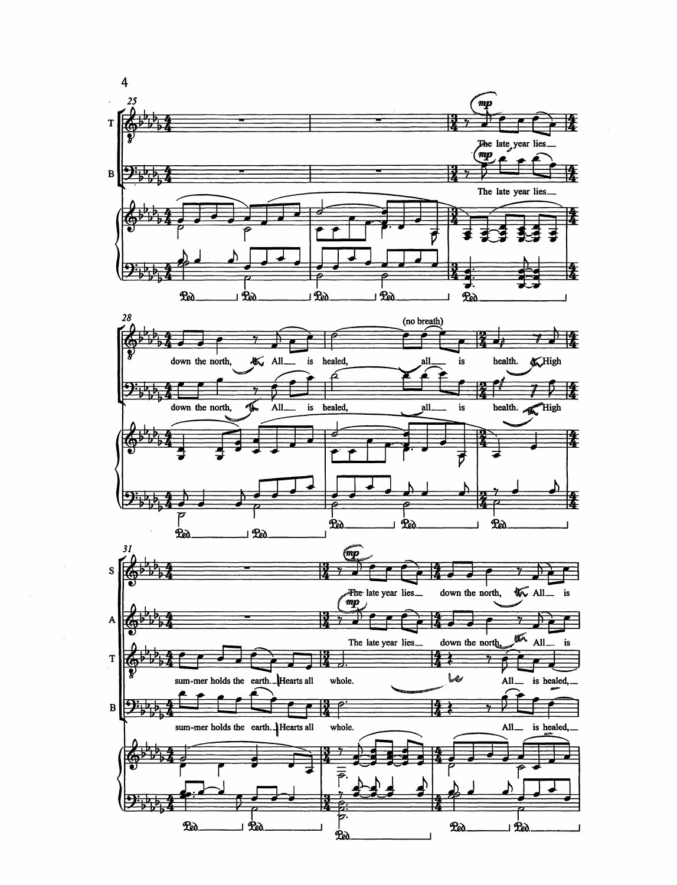25

T: The late year lies

B: The late year lies

28

T: down the north, All is healed, (no breath) all is health. High

B: down the north, All is healed, all is health. High

31

S: The late year lies down the north, All is

A: The late year lies down the north, All is

T: sum-mer holds the earth. Hearts all whole. All is healed,

B: sum-mer holds the earth. Hearts all whole. All is healed,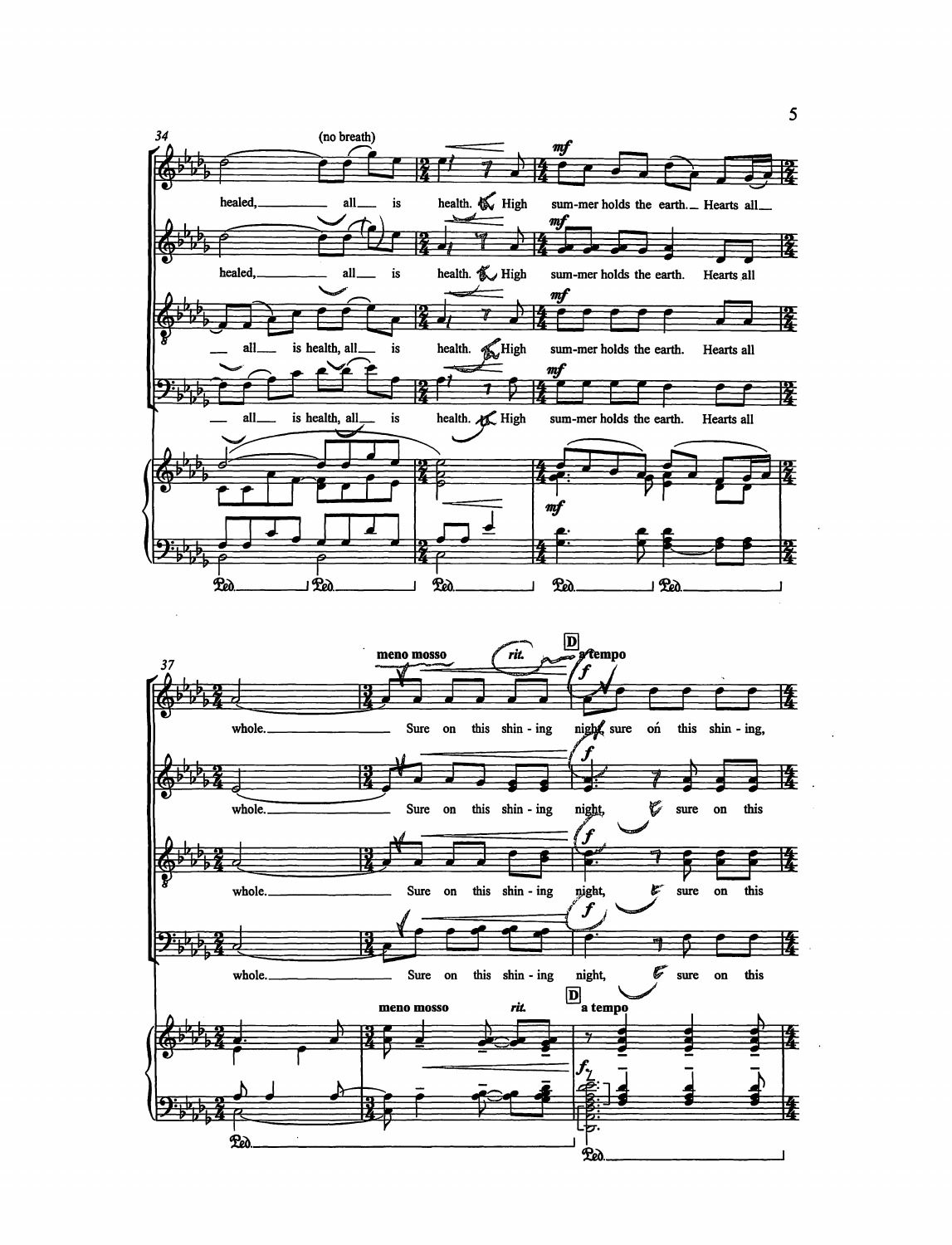34

(no breath)

healed, all is health. High summer holds the earth. Hearts all

healed, all is health. High summer holds the earth. Hearts all

all is health, all is health. High summer holds the earth. Hearts all

all is health, all is health. High summer holds the earth. Hearts all

*mf*

37

**meno mosso** *rit.* **D** **a tempo**

whole. Sure on this shining night, sure on this shining,

whole. Sure on this shining night, sure on this

whole. Sure on this shining night, sure on this

whole. Sure on this shining night, sure on this

*f*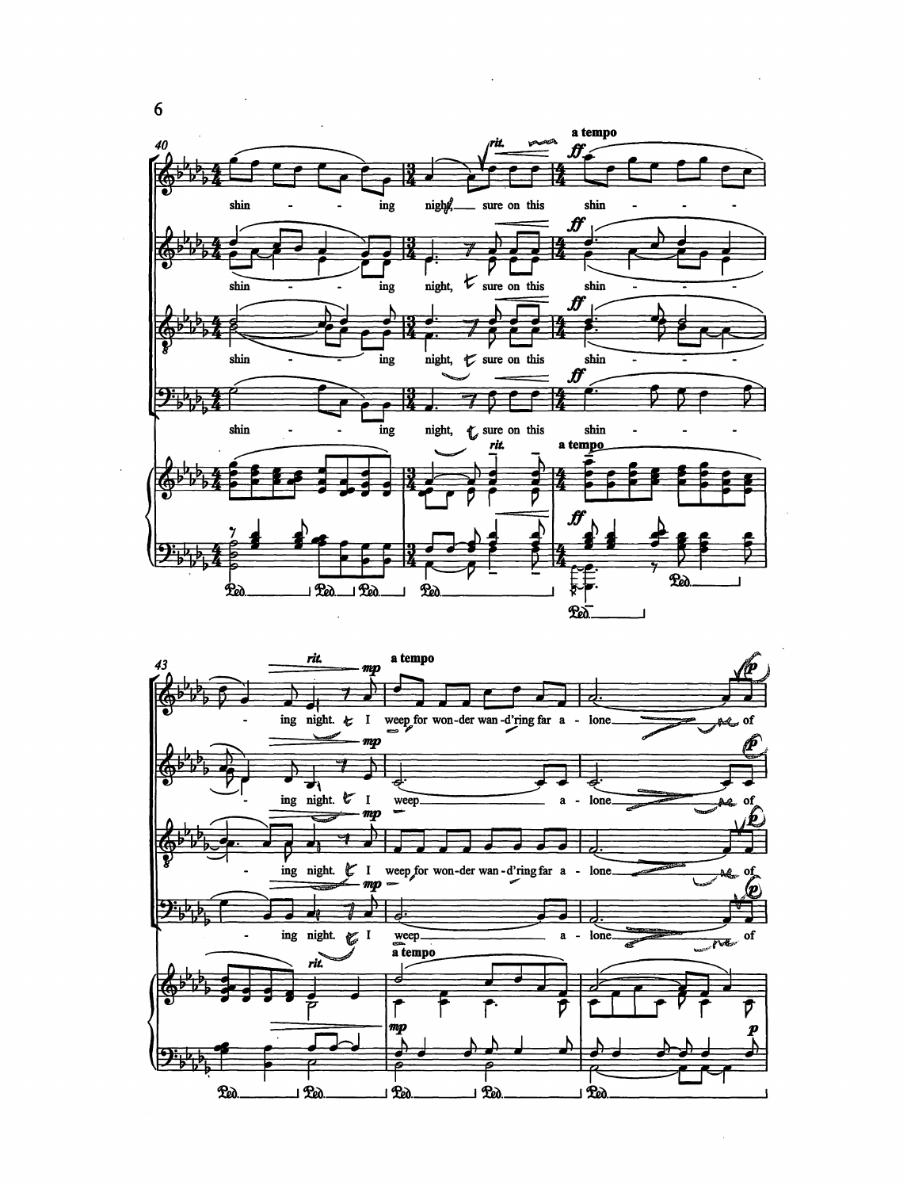40

*rit.* **a tempo** ***ff***

shin - - - ing night, sure on this shin - - -

43

*rit.* ***mp*** **a tempo** ***p***

- ing night. I weep for won-der wan-d'ring far a - lone of

- ing night. I weep a - lone of

- ing night. I weep for won-der wan-d'ring far a - lone of

- ing night. I weep a - lone of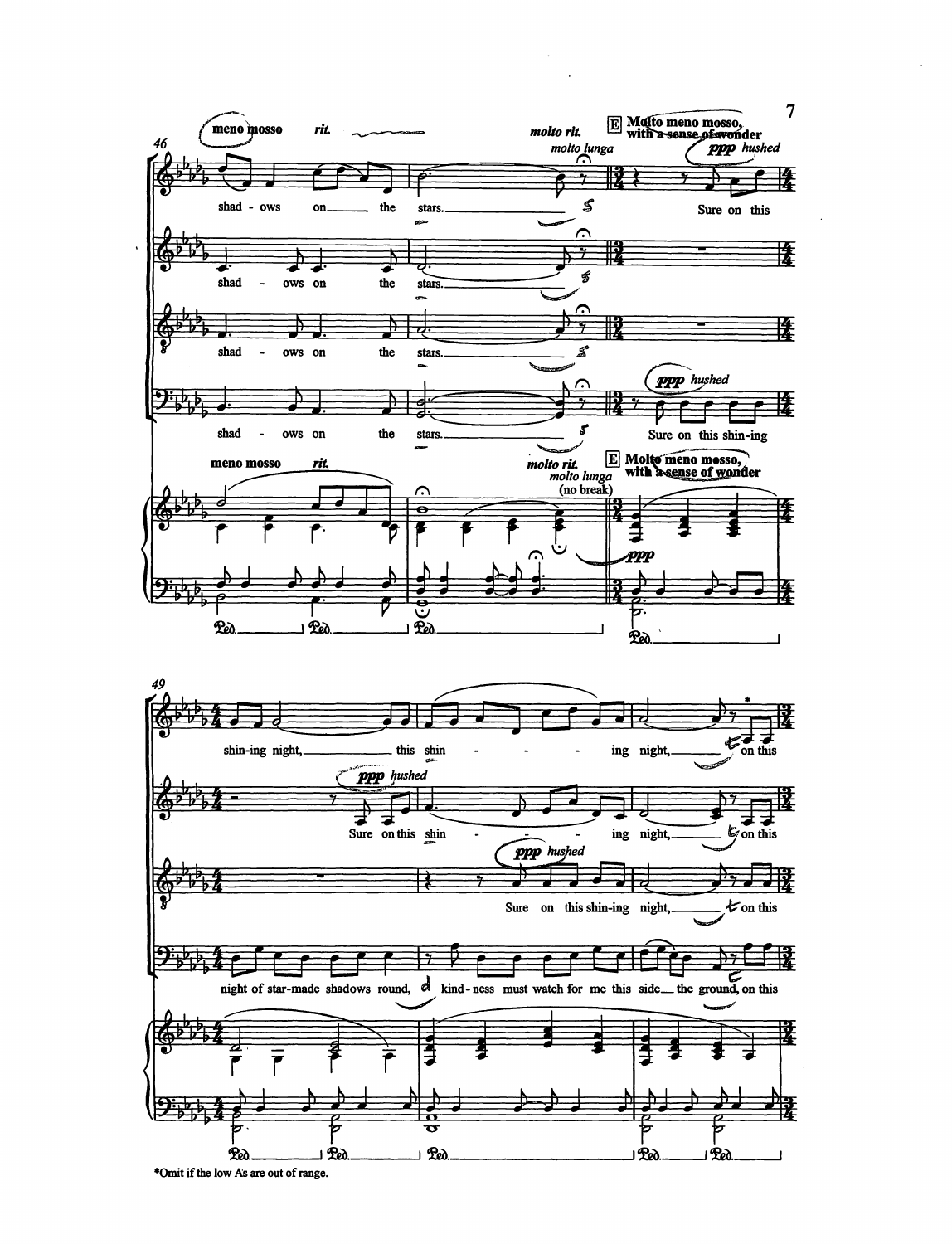*Omit if the low As are out of range.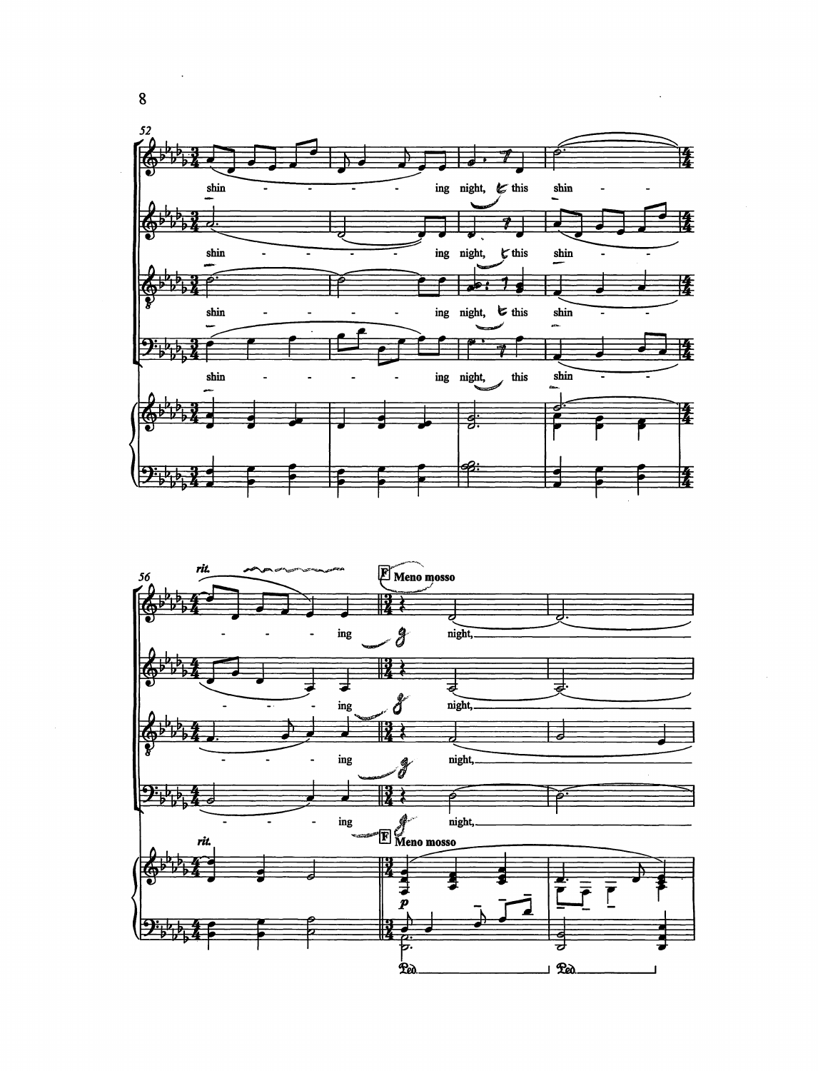52

shin - - - - - - ing night, this shin - -

shin - - - - - - ing night, this shin - -

shin - - - - - - ing night, this shin - -

shin - - - - - - ing night, this shin - -

56 *rit.*

**F** **Meno mosso**

- - - - ing night,

- - - - ing night,

- - - - ing night,

- - - - ing night,

*rit.*

**F** **Meno mosso**

*p*

*Ped.* *Ped.*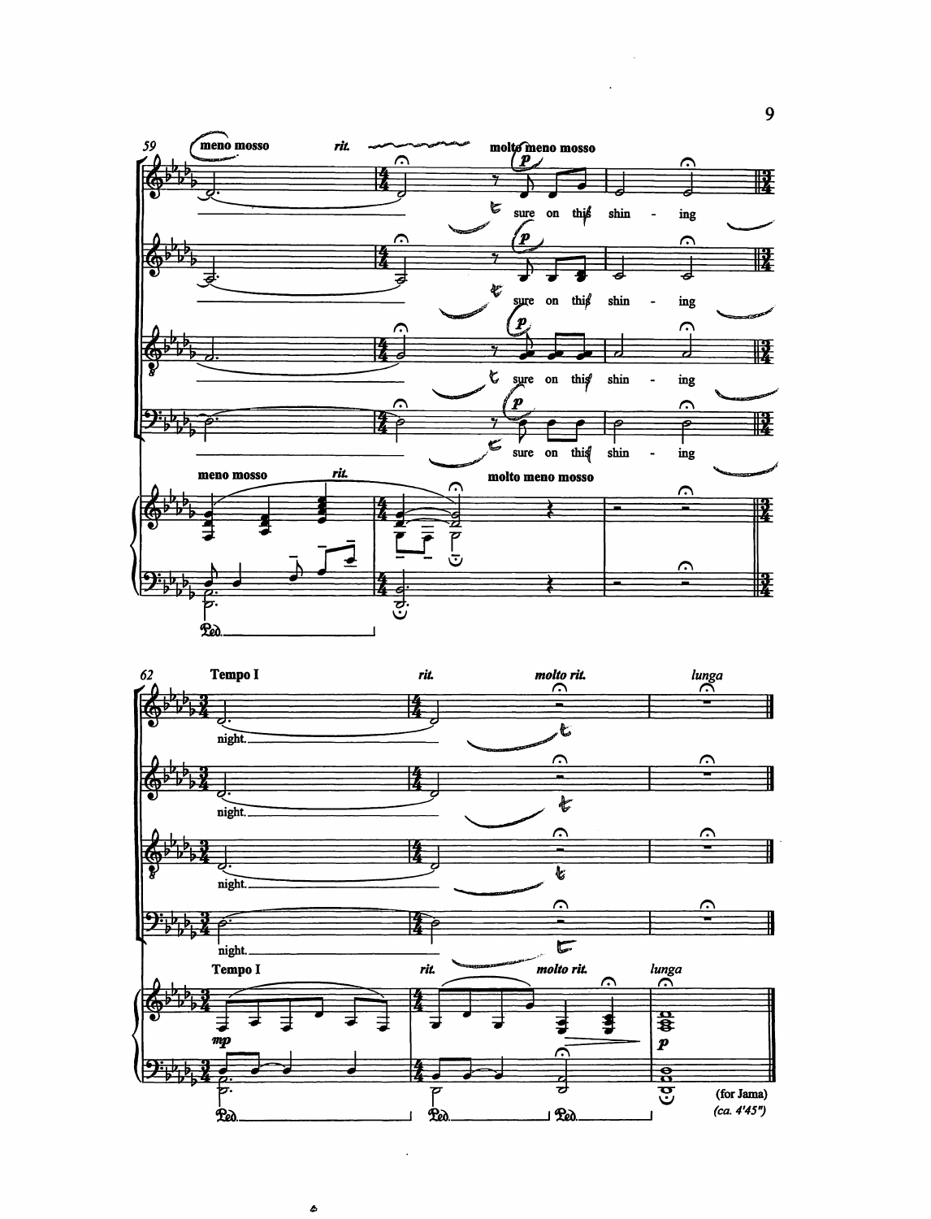59

meno mosso — rit. — molto meno mosso

sure on this shin - ing

62

Tempo I — rit. — molto rit. — lunga

night.

(for Jama)

*(ca. 4'45")*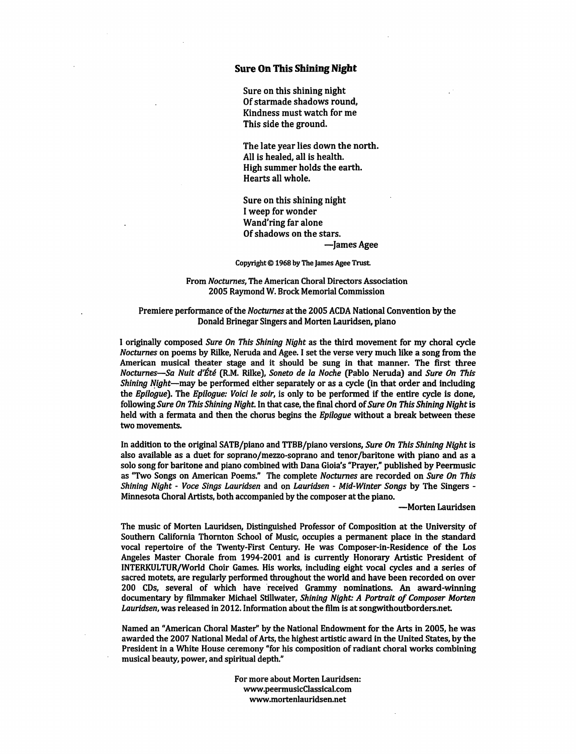## Sure On This Shining Night

Sure on this shining night  
Of starmade shadows round,  
Kindness must watch for me  
This side the ground.

The late year lies down the north.  
All is healed, all is health.  
High summer holds the earth.  
Hearts all whole.

Sure on this shining night  
I weep for wonder  
Wand'ring far alone  
Of shadows on the stars.

—James Agee

Copyright © 1968 by The James Agee Trust.

From *Nocturnes*, The American Choral Directors Association  
2005 Raymond W. Brock Memorial Commission

Premiere performance of the *Nocturnes* at the 2005 ACDA National Convention by the Donald Brinegar Singers and Morten Lauridsen, piano

I originally composed *Sure On This Shining Night* as the third movement for my choral cycle *Nocturnes* on poems by Rilke, Neruda and Agee. I set the verse very much like a song from the American musical theater stage and it should be sung in that manner. The first three *Nocturnes—Sa Nuit d'Été* (R.M. Rilke), *Soneto de la Noche* (Pablo Neruda) and *Sure On This Shining Night*—may be performed either separately or as a cycle (in that order and including the *Epilogue*). The *Epilogue: Voici le soir*, is only to be performed if the entire cycle is done, following *Sure On This Shining Night*. In that case, the final chord of *Sure On This Shining Night* is held with a fermata and then the chorus begins the *Epilogue* without a break between these two movements.

In addition to the original SATB/piano and TTBB/piano versions, *Sure On This Shining Night* is also available as a duet for soprano/mezzo-soprano and tenor/baritone with piano and as a solo song for baritone and piano combined with Dana Gioia's "Prayer," published by Peermusic as "Two Songs on American Poems." The complete *Nocturnes* are recorded on *Sure On This Shining Night - Voce Sings Lauridsen* and on *Lauridsen - Mid-Winter Songs* by The Singers - Minnesota Choral Artists, both accompanied by the composer at the piano.

—Morten Lauridsen

The music of Morten Lauridsen, Distinguished Professor of Composition at the University of Southern California Thornton School of Music, occupies a permanent place in the standard vocal repertoire of the Twenty-First Century. He was Composer-in-Residence of the Los Angeles Master Chorale from 1994-2001 and is currently Honorary Artistic President of INTERKULTUR/World Choir Games. His works, including eight vocal cycles and a series of sacred motets, are regularly performed throughout the world and have been recorded on over 200 CDs, several of which have received Grammy nominations. An award-winning documentary by filmmaker Michael Stillwater, *Shining Night: A Portrait of Composer Morten Lauridsen*, was released in 2012. Information about the film is at songwithoutborders.net.

Named an "American Choral Master" by the National Endowment for the Arts in 2005, he was awarded the 2007 National Medal of Arts, the highest artistic award in the United States, by the President in a White House ceremony "for his composition of radiant choral works combining musical beauty, power, and spiritual depth."

For more about Morten Lauridsen:  
www.peermusicClassical.com  
www.mortenlauridsen.net